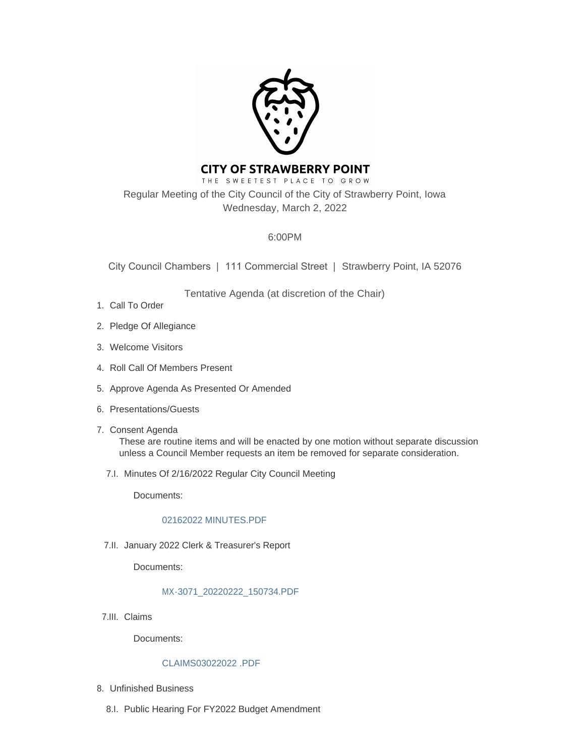# CITY OF STRAWBERRY POINT

THE SWEETEST PLACE TO GROW

Regular Meeting of the City Council of the City of Strawberry Point, Iowa
Wednesday, March 2, 2022

6:00PM

City Council Chambers | 111 Commercial Street | Strawberry Point, IA 52076

Tentative Agenda (at discretion of the Chair)

1. Call To Order
2. Pledge Of Allegiance
3. Welcome Visitors
4. Roll Call Of Members Present
5. Approve Agenda As Presented Or Amended
6. Presentations/Guests
7. Consent Agenda

   These are routine items and will be enacted by one motion without separate discussion unless a Council Member requests an item be removed for separate consideration.

   7.I. Minutes Of 2/16/2022 Regular City Council Meeting

   Documents:

   02162022 MINUTES.PDF

   7.II. January 2022 Clerk & Treasurer's Report

   Documents:

   MX-3071_20220222_150734.PDF

   7.III. Claims

   Documents:

   CLAIMS03022022 .PDF

8. Unfinished Business

   8.I. Public Hearing For FY2022 Budget Amendment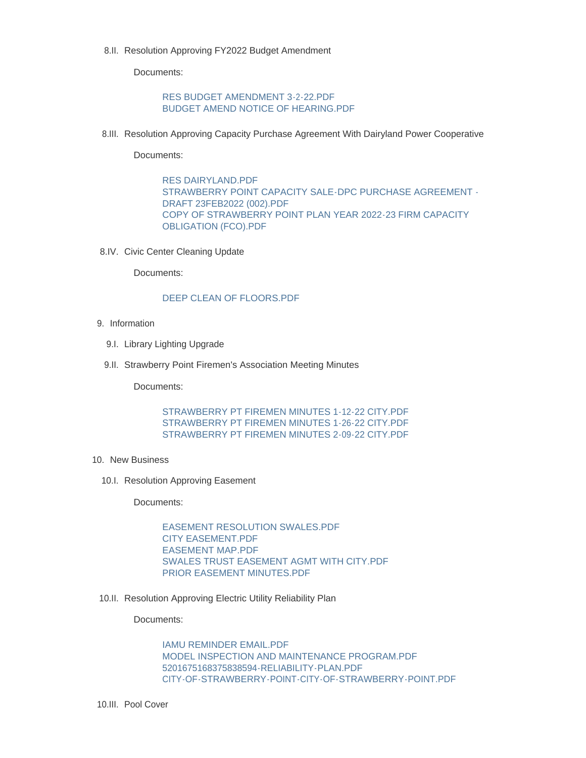8.II. Resolution Approving FY2022 Budget Amendment

Documents:

RES BUDGET AMENDMENT 3-2-22.PDF
BUDGET AMEND NOTICE OF HEARING.PDF

8.III. Resolution Approving Capacity Purchase Agreement With Dairyland Power Cooperative

Documents:

RES DAIRYLAND.PDF
STRAWBERRY POINT CAPACITY SALE-DPC PURCHASE AGREEMENT - DRAFT 23FEB2022 (002).PDF
COPY OF STRAWBERRY POINT PLAN YEAR 2022-23 FIRM CAPACITY OBLIGATION (FCO).PDF

8.IV. Civic Center Cleaning Update

Documents:

DEEP CLEAN OF FLOORS.PDF

9. Information

9.I. Library Lighting Upgrade

9.II. Strawberry Point Firemen's Association Meeting Minutes

Documents:

STRAWBERRY PT FIREMEN MINUTES 1-12-22 CITY.PDF
STRAWBERRY PT FIREMEN MINUTES 1-26-22 CITY.PDF
STRAWBERRY PT FIREMEN MINUTES 2-09-22 CITY.PDF

10. New Business

10.I. Resolution Approving Easement

Documents:

EASEMENT RESOLUTION SWALES.PDF
CITY EASEMENT.PDF
EASEMENT MAP.PDF
SWALES TRUST EASEMENT AGMT WITH CITY.PDF
PRIOR EASEMENT MINUTES.PDF

10.II. Resolution Approving Electric Utility Reliability Plan

Documents:

IAMU REMINDER EMAIL.PDF
MODEL INSPECTION AND MAINTENANCE PROGRAM.PDF
5201675168375838594-RELIABILITY-PLAN.PDF
CITY-OF-STRAWBERRY-POINT-CITY-OF-STRAWBERRY-POINT.PDF

10.III. Pool Cover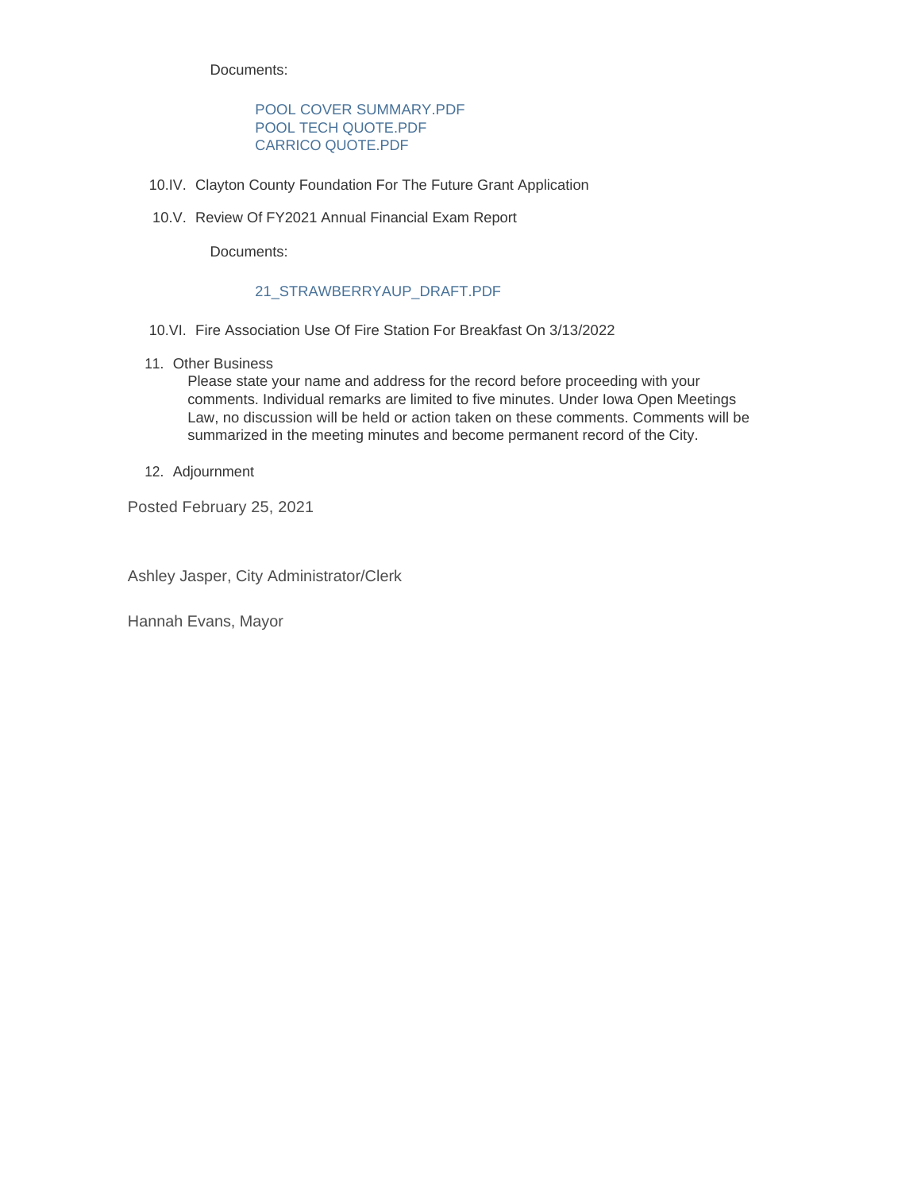Documents:

POOL COVER SUMMARY.PDF
POOL TECH QUOTE.PDF
CARRICO QUOTE.PDF

10.IV. Clayton County Foundation For The Future Grant Application

10.V. Review Of FY2021 Annual Financial Exam Report

Documents:

21_STRAWBERRYAUP_DRAFT.PDF

10.VI. Fire Association Use Of Fire Station For Breakfast On 3/13/2022

11. Other Business
    Please state your name and address for the record before proceeding with your comments. Individual remarks are limited to five minutes. Under Iowa Open Meetings Law, no discussion will be held or action taken on these comments. Comments will be summarized in the meeting minutes and become permanent record of the City.

12. Adjournment

Posted February 25, 2021

Ashley Jasper, City Administrator/Clerk

Hannah Evans, Mayor